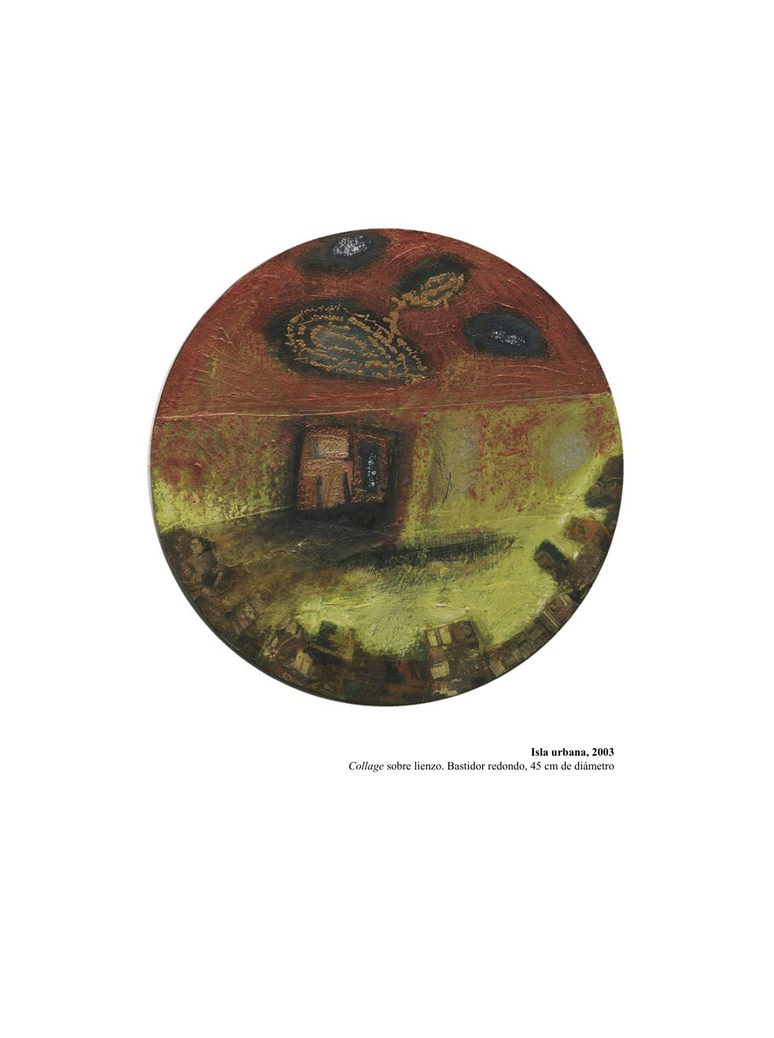**Isla urbana, 2003**
*Collage* sobre lienzo. Bastidor redondo, 45 cm de diámetro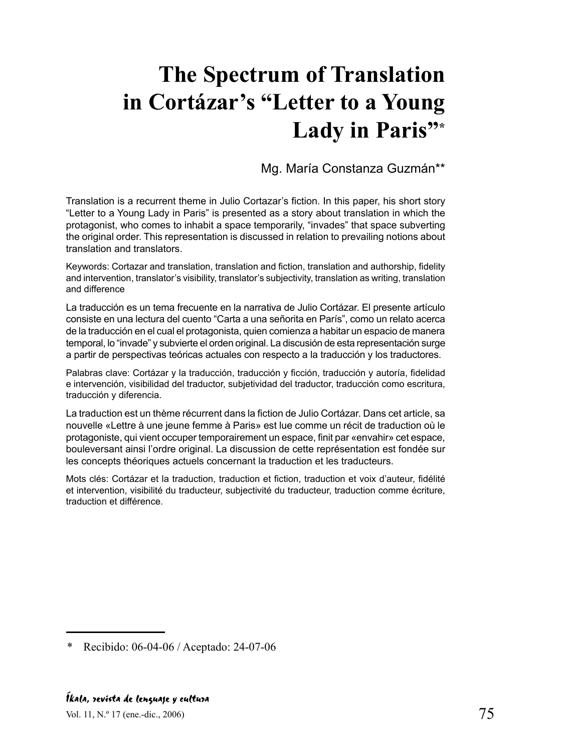# The Spectrum of Translation in Cortázar's "Letter to a Young Lady in Paris"*

Mg. María Constanza Guzmán**

Translation is a recurrent theme in Julio Cortazar's fiction. In this paper, his short story "Letter to a Young Lady in Paris" is presented as a story about translation in which the protagonist, who comes to inhabit a space temporarily, "invades" that space subverting the original order. This representation is discussed in relation to prevailing notions about translation and translators.

Keywords: Cortazar and translation, translation and fiction, translation and authorship, fidelity and intervention, translator's visibility, translator's subjectivity, translation as writing, translation and difference

La traducción es un tema frecuente en la narrativa de Julio Cortázar. El presente artículo consiste en una lectura del cuento "Carta a una señorita en París", como un relato acerca de la traducción en el cual el protagonista, quien comienza a habitar un espacio de manera temporal, lo "invade" y subvierte el orden original. La discusión de esta representación surge a partir de perspectivas teóricas actuales con respecto a la traducción y los traductores.

Palabras clave: Cortázar y la traducción, traducción y ficción, traducción y autoría, fidelidad e intervención, visibilidad del traductor, subjetividad del traductor, traducción como escritura, traducción y diferencia.

La traduction est un thème récurrent dans la fiction de Julio Cortázar. Dans cet article, sa nouvelle «Lettre à une jeune femme à Paris» est lue comme un récit de traduction où le protagoniste, qui vient occuper temporairement un espace, finit par «envahir» cet espace, bouleversant ainsi l'ordre original. La discussion de cette représentation est fondée sur les concepts théoriques actuels concernant la traduction et les traducteurs.

Mots clés: Cortázar et la traduction, traduction et fiction, traduction et voix d'auteur, fidélité et intervention, visibilité du traducteur, subjectivité du traducteur, traduction comme écriture, traduction et différence.

---

\* Recibido: 06-04-06 / Aceptado: 24-07-06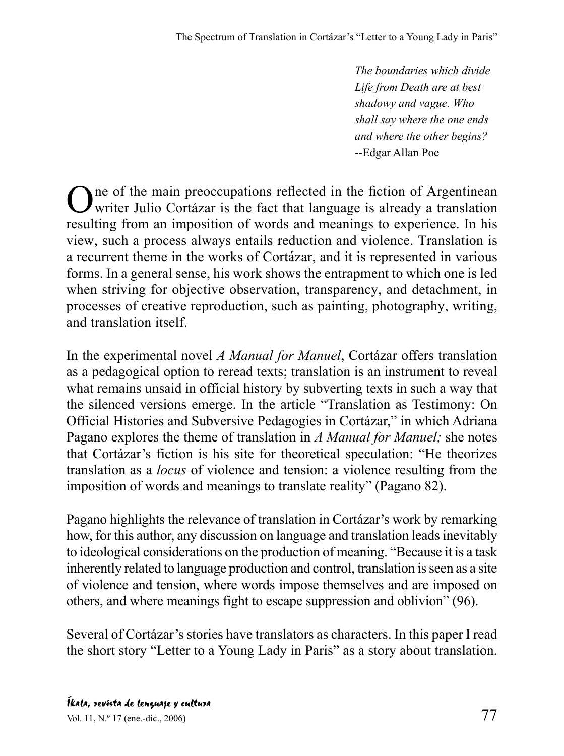*The boundaries which divide Life from Death are at best shadowy and vague. Who shall say where the one ends and where the other begins?*
--Edgar Allan Poe

One of the main preoccupations reflected in the fiction of Argentinean writer Julio Cortázar is the fact that language is already a translation resulting from an imposition of words and meanings to experience. In his view, such a process always entails reduction and violence. Translation is a recurrent theme in the works of Cortázar, and it is represented in various forms. In a general sense, his work shows the entrapment to which one is led when striving for objective observation, transparency, and detachment, in processes of creative reproduction, such as painting, photography, writing, and translation itself.

In the experimental novel *A Manual for Manuel*, Cortázar offers translation as a pedagogical option to reread texts; translation is an instrument to reveal what remains unsaid in official history by subverting texts in such a way that the silenced versions emerge. In the article "Translation as Testimony: On Official Histories and Subversive Pedagogies in Cortázar," in which Adriana Pagano explores the theme of translation in *A Manual for Manuel;* she notes that Cortázar's fiction is his site for theoretical speculation: "He theorizes translation as a *locus* of violence and tension: a violence resulting from the imposition of words and meanings to translate reality" (Pagano 82).

Pagano highlights the relevance of translation in Cortázar's work by remarking how, for this author, any discussion on language and translation leads inevitably to ideological considerations on the production of meaning. "Because it is a task inherently related to language production and control, translation is seen as a site of violence and tension, where words impose themselves and are imposed on others, and where meanings fight to escape suppression and oblivion" (96).

Several of Cortázar's stories have translators as characters. In this paper I read the short story "Letter to a Young Lady in Paris" as a story about translation.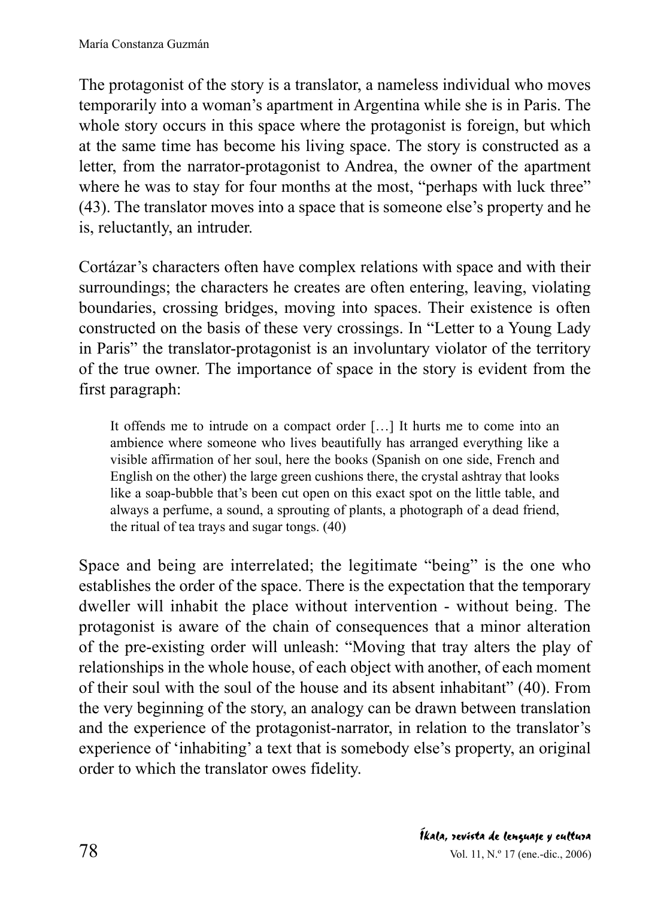The protagonist of the story is a translator, a nameless individual who moves temporarily into a woman's apartment in Argentina while she is in Paris. The whole story occurs in this space where the protagonist is foreign, but which at the same time has become his living space. The story is constructed as a letter, from the narrator-protagonist to Andrea, the owner of the apartment where he was to stay for four months at the most, "perhaps with luck three" (43). The translator moves into a space that is someone else's property and he is, reluctantly, an intruder.

Cortázar's characters often have complex relations with space and with their surroundings; the characters he creates are often entering, leaving, violating boundaries, crossing bridges, moving into spaces. Their existence is often constructed on the basis of these very crossings. In "Letter to a Young Lady in Paris" the translator-protagonist is an involuntary violator of the territory of the true owner. The importance of space in the story is evident from the first paragraph:

> It offends me to intrude on a compact order […] It hurts me to come into an ambience where someone who lives beautifully has arranged everything like a visible affirmation of her soul, here the books (Spanish on one side, French and English on the other) the large green cushions there, the crystal ashtray that looks like a soap-bubble that's been cut open on this exact spot on the little table, and always a perfume, a sound, a sprouting of plants, a photograph of a dead friend, the ritual of tea trays and sugar tongs. (40)

Space and being are interrelated; the legitimate "being" is the one who establishes the order of the space. There is the expectation that the temporary dweller will inhabit the place without intervention - without being. The protagonist is aware of the chain of consequences that a minor alteration of the pre-existing order will unleash: "Moving that tray alters the play of relationships in the whole house, of each object with another, of each moment of their soul with the soul of the house and its absent inhabitant" (40). From the very beginning of the story, an analogy can be drawn between translation and the experience of the protagonist-narrator, in relation to the translator's experience of 'inhabiting' a text that is somebody else's property, an original order to which the translator owes fidelity.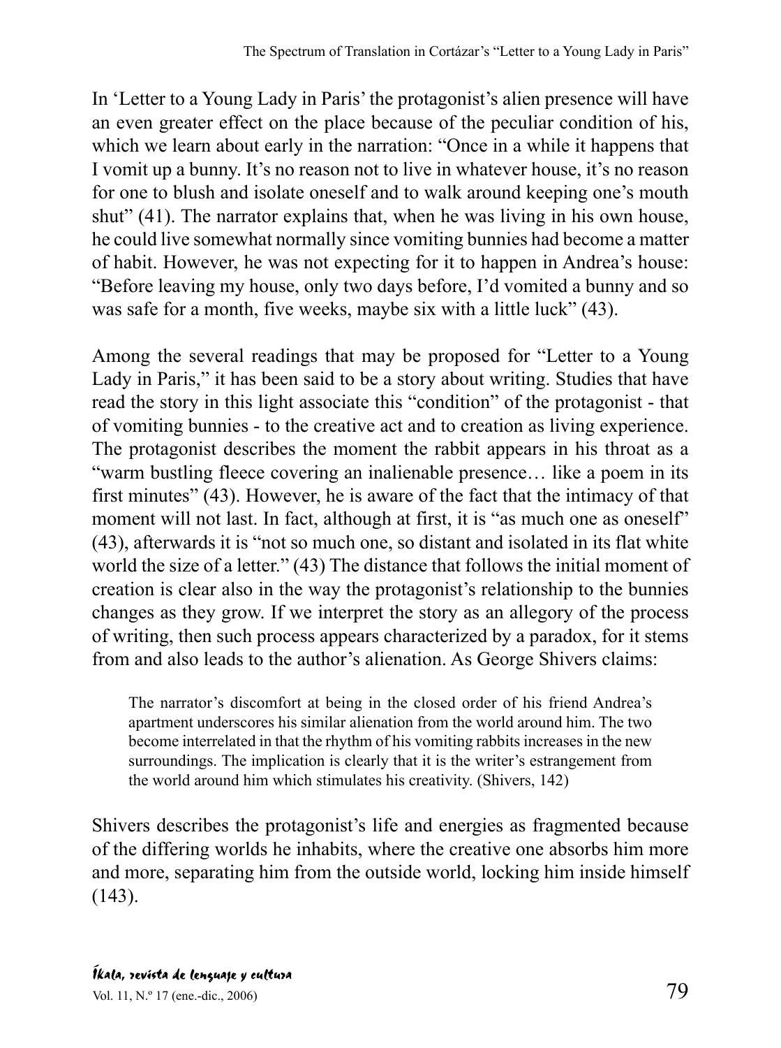In 'Letter to a Young Lady in Paris' the protagonist's alien presence will have an even greater effect on the place because of the peculiar condition of his, which we learn about early in the narration: "Once in a while it happens that I vomit up a bunny. It's no reason not to live in whatever house, it's no reason for one to blush and isolate oneself and to walk around keeping one's mouth shut" (41). The narrator explains that, when he was living in his own house, he could live somewhat normally since vomiting bunnies had become a matter of habit. However, he was not expecting for it to happen in Andrea's house: "Before leaving my house, only two days before, I'd vomited a bunny and so was safe for a month, five weeks, maybe six with a little luck" (43).

Among the several readings that may be proposed for "Letter to a Young Lady in Paris," it has been said to be a story about writing. Studies that have read the story in this light associate this "condition" of the protagonist - that of vomiting bunnies - to the creative act and to creation as living experience. The protagonist describes the moment the rabbit appears in his throat as a "warm bustling fleece covering an inalienable presence… like a poem in its first minutes" (43). However, he is aware of the fact that the intimacy of that moment will not last. In fact, although at first, it is "as much one as oneself" (43), afterwards it is "not so much one, so distant and isolated in its flat white world the size of a letter." (43) The distance that follows the initial moment of creation is clear also in the way the protagonist's relationship to the bunnies changes as they grow. If we interpret the story as an allegory of the process of writing, then such process appears characterized by a paradox, for it stems from and also leads to the author's alienation. As George Shivers claims:

> The narrator's discomfort at being in the closed order of his friend Andrea's apartment underscores his similar alienation from the world around him. The two become interrelated in that the rhythm of his vomiting rabbits increases in the new surroundings. The implication is clearly that it is the writer's estrangement from the world around him which stimulates his creativity. (Shivers, 142)

Shivers describes the protagonist's life and energies as fragmented because of the differing worlds he inhabits, where the creative one absorbs him more and more, separating him from the outside world, locking him inside himself (143).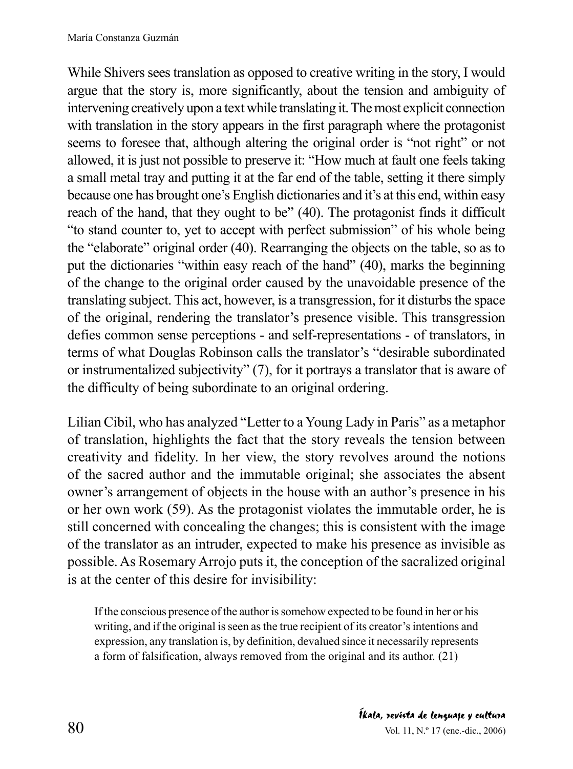While Shivers sees translation as opposed to creative writing in the story, I would argue that the story is, more significantly, about the tension and ambiguity of intervening creatively upon a text while translating it. The most explicit connection with translation in the story appears in the first paragraph where the protagonist seems to foresee that, although altering the original order is "not right" or not allowed, it is just not possible to preserve it: "How much at fault one feels taking a small metal tray and putting it at the far end of the table, setting it there simply because one has brought one's English dictionaries and it's at this end, within easy reach of the hand, that they ought to be" (40). The protagonist finds it difficult "to stand counter to, yet to accept with perfect submission" of his whole being the "elaborate" original order (40). Rearranging the objects on the table, so as to put the dictionaries "within easy reach of the hand" (40), marks the beginning of the change to the original order caused by the unavoidable presence of the translating subject. This act, however, is a transgression, for it disturbs the space of the original, rendering the translator's presence visible. This transgression defies common sense perceptions - and self-representations - of translators, in terms of what Douglas Robinson calls the translator's "desirable subordinated or instrumentalized subjectivity" (7), for it portrays a translator that is aware of the difficulty of being subordinate to an original ordering.

Lilian Cibil, who has analyzed "Letter to a Young Lady in Paris" as a metaphor of translation, highlights the fact that the story reveals the tension between creativity and fidelity. In her view, the story revolves around the notions of the sacred author and the immutable original; she associates the absent owner's arrangement of objects in the house with an author's presence in his or her own work (59). As the protagonist violates the immutable order, he is still concerned with concealing the changes; this is consistent with the image of the translator as an intruder, expected to make his presence as invisible as possible. As Rosemary Arrojo puts it, the conception of the sacralized original is at the center of this desire for invisibility:

> If the conscious presence of the author is somehow expected to be found in her or his writing, and if the original is seen as the true recipient of its creator's intentions and expression, any translation is, by definition, devalued since it necessarily represents a form of falsification, always removed from the original and its author. (21)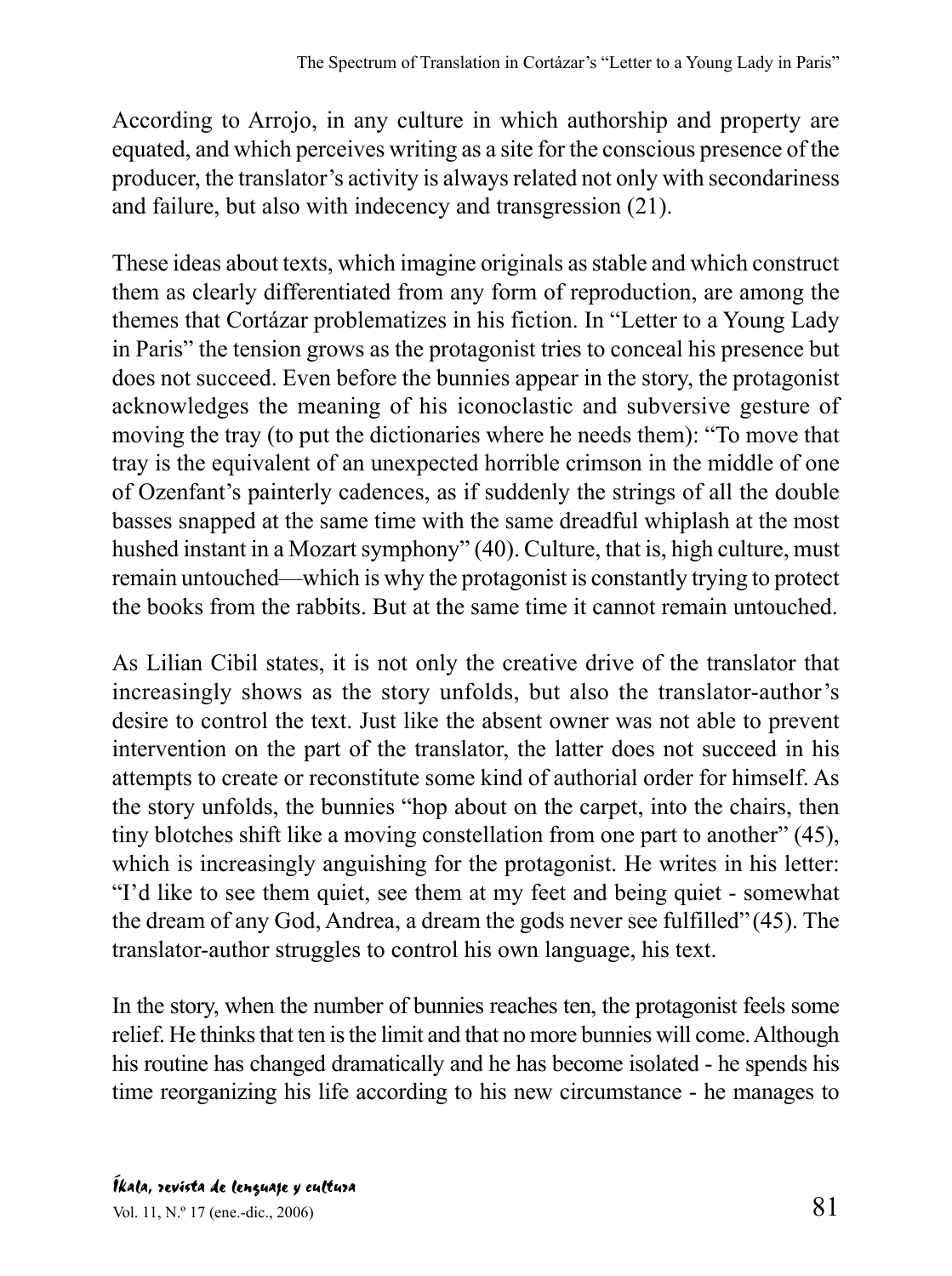According to Arrojo, in any culture in which authorship and property are equated, and which perceives writing as a site for the conscious presence of the producer, the translator's activity is always related not only with secondariness and failure, but also with indecency and transgression (21).

These ideas about texts, which imagine originals as stable and which construct them as clearly differentiated from any form of reproduction, are among the themes that Cortázar problematizes in his fiction. In "Letter to a Young Lady in Paris" the tension grows as the protagonist tries to conceal his presence but does not succeed. Even before the bunnies appear in the story, the protagonist acknowledges the meaning of his iconoclastic and subversive gesture of moving the tray (to put the dictionaries where he needs them): "To move that tray is the equivalent of an unexpected horrible crimson in the middle of one of Ozenfant's painterly cadences, as if suddenly the strings of all the double basses snapped at the same time with the same dreadful whiplash at the most hushed instant in a Mozart symphony" (40). Culture, that is, high culture, must remain untouched—which is why the protagonist is constantly trying to protect the books from the rabbits. But at the same time it cannot remain untouched.

As Lilian Cibil states, it is not only the creative drive of the translator that increasingly shows as the story unfolds, but also the translator-author's desire to control the text. Just like the absent owner was not able to prevent intervention on the part of the translator, the latter does not succeed in his attempts to create or reconstitute some kind of authorial order for himself. As the story unfolds, the bunnies "hop about on the carpet, into the chairs, then tiny blotches shift like a moving constellation from one part to another" (45), which is increasingly anguishing for the protagonist. He writes in his letter: "I'd like to see them quiet, see them at my feet and being quiet - somewhat the dream of any God, Andrea, a dream the gods never see fulfilled" (45). The translator-author struggles to control his own language, his text.

In the story, when the number of bunnies reaches ten, the protagonist feels some relief. He thinks that ten is the limit and that no more bunnies will come. Although his routine has changed dramatically and he has become isolated - he spends his time reorganizing his life according to his new circumstance - he manages to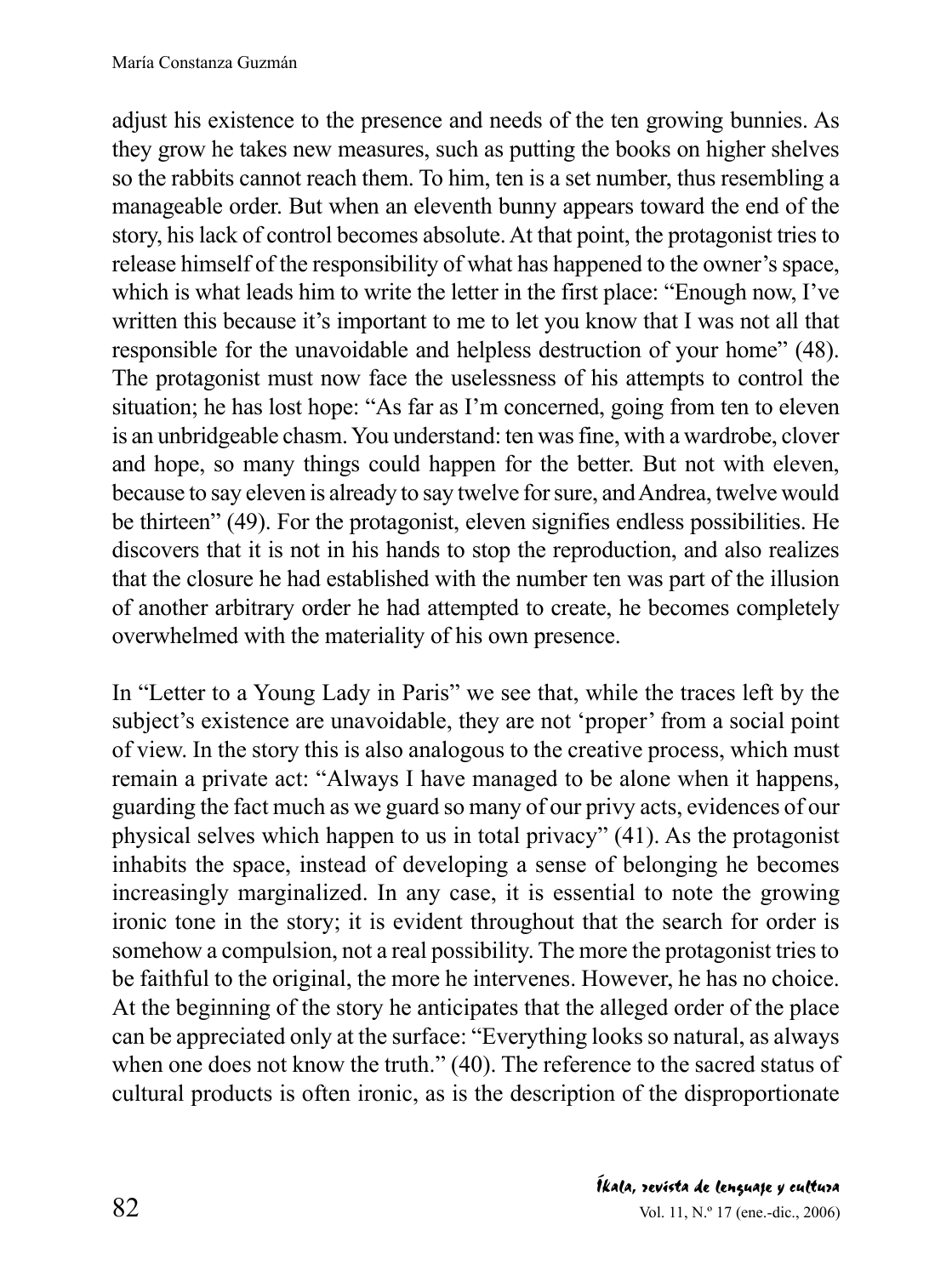adjust his existence to the presence and needs of the ten growing bunnies. As they grow he takes new measures, such as putting the books on higher shelves so the rabbits cannot reach them. To him, ten is a set number, thus resembling a manageable order. But when an eleventh bunny appears toward the end of the story, his lack of control becomes absolute. At that point, the protagonist tries to release himself of the responsibility of what has happened to the owner's space, which is what leads him to write the letter in the first place: "Enough now, I've written this because it's important to me to let you know that I was not all that responsible for the unavoidable and helpless destruction of your home" (48). The protagonist must now face the uselessness of his attempts to control the situation; he has lost hope: "As far as I'm concerned, going from ten to eleven is an unbridgeable chasm. You understand: ten was fine, with a wardrobe, clover and hope, so many things could happen for the better. But not with eleven, because to say eleven is already to say twelve for sure, and Andrea, twelve would be thirteen" (49). For the protagonist, eleven signifies endless possibilities. He discovers that it is not in his hands to stop the reproduction, and also realizes that the closure he had established with the number ten was part of the illusion of another arbitrary order he had attempted to create, he becomes completely overwhelmed with the materiality of his own presence.

In "Letter to a Young Lady in Paris" we see that, while the traces left by the subject's existence are unavoidable, they are not 'proper' from a social point of view. In the story this is also analogous to the creative process, which must remain a private act: "Always I have managed to be alone when it happens, guarding the fact much as we guard so many of our privy acts, evidences of our physical selves which happen to us in total privacy" (41). As the protagonist inhabits the space, instead of developing a sense of belonging he becomes increasingly marginalized. In any case, it is essential to note the growing ironic tone in the story; it is evident throughout that the search for order is somehow a compulsion, not a real possibility. The more the protagonist tries to be faithful to the original, the more he intervenes. However, he has no choice. At the beginning of the story he anticipates that the alleged order of the place can be appreciated only at the surface: "Everything looks so natural, as always when one does not know the truth." (40). The reference to the sacred status of cultural products is often ironic, as is the description of the disproportionate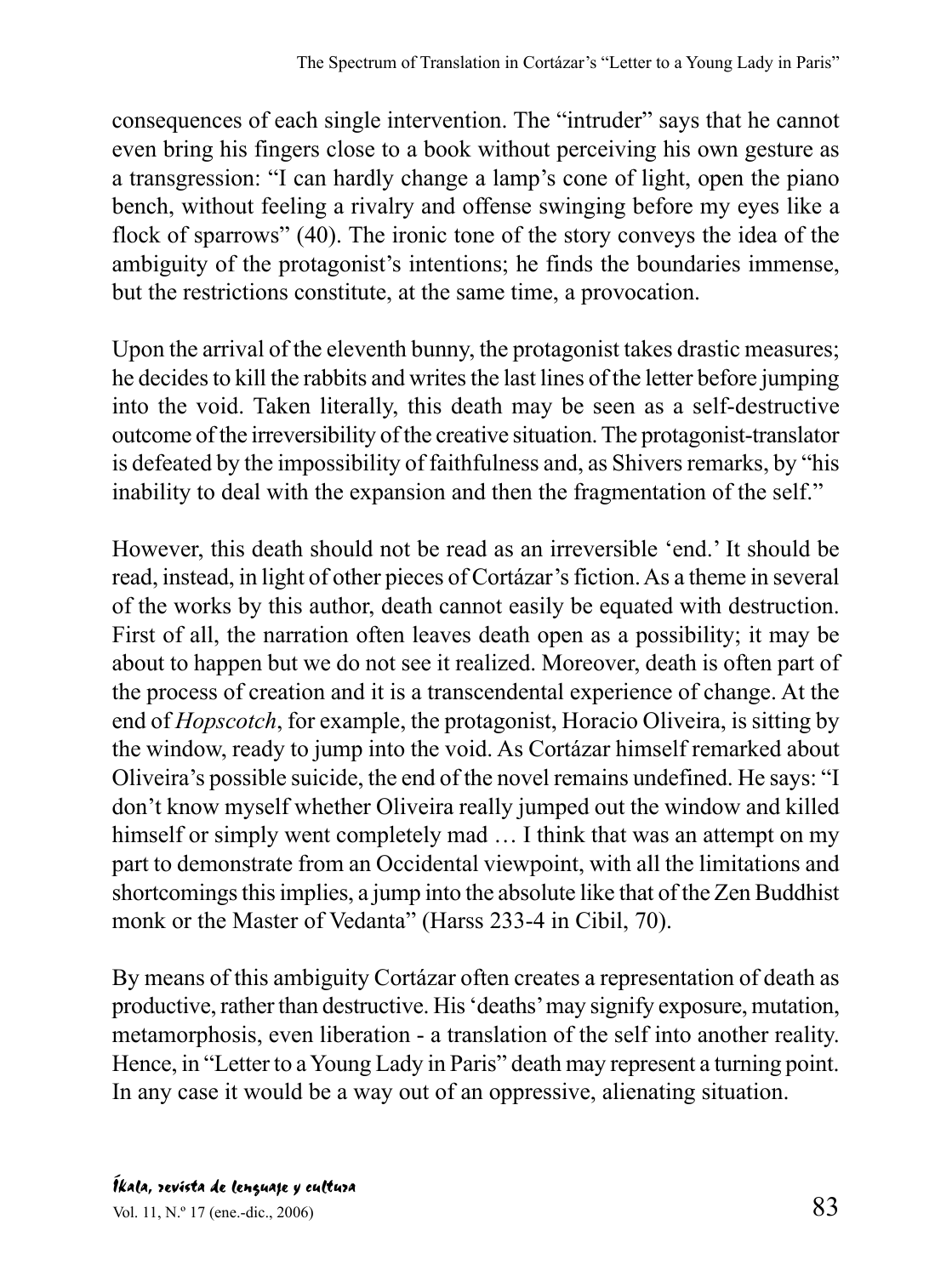consequences of each single intervention. The "intruder" says that he cannot even bring his fingers close to a book without perceiving his own gesture as a transgression: "I can hardly change a lamp's cone of light, open the piano bench, without feeling a rivalry and offense swinging before my eyes like a flock of sparrows" (40). The ironic tone of the story conveys the idea of the ambiguity of the protagonist's intentions; he finds the boundaries immense, but the restrictions constitute, at the same time, a provocation.

Upon the arrival of the eleventh bunny, the protagonist takes drastic measures; he decides to kill the rabbits and writes the last lines of the letter before jumping into the void. Taken literally, this death may be seen as a self-destructive outcome of the irreversibility of the creative situation. The protagonist-translator is defeated by the impossibility of faithfulness and, as Shivers remarks, by "his inability to deal with the expansion and then the fragmentation of the self."

However, this death should not be read as an irreversible 'end.' It should be read, instead, in light of other pieces of Cortázar's fiction. As a theme in several of the works by this author, death cannot easily be equated with destruction. First of all, the narration often leaves death open as a possibility; it may be about to happen but we do not see it realized. Moreover, death is often part of the process of creation and it is a transcendental experience of change. At the end of *Hopscotch*, for example, the protagonist, Horacio Oliveira, is sitting by the window, ready to jump into the void. As Cortázar himself remarked about Oliveira's possible suicide, the end of the novel remains undefined. He says: "I don't know myself whether Oliveira really jumped out the window and killed himself or simply went completely mad … I think that was an attempt on my part to demonstrate from an Occidental viewpoint, with all the limitations and shortcomings this implies, a jump into the absolute like that of the Zen Buddhist monk or the Master of Vedanta" (Harss 233-4 in Cibil, 70).

By means of this ambiguity Cortázar often creates a representation of death as productive, rather than destructive. His 'deaths' may signify exposure, mutation, metamorphosis, even liberation - a translation of the self into another reality. Hence, in "Letter to a Young Lady in Paris" death may represent a turning point. In any case it would be a way out of an oppressive, alienating situation.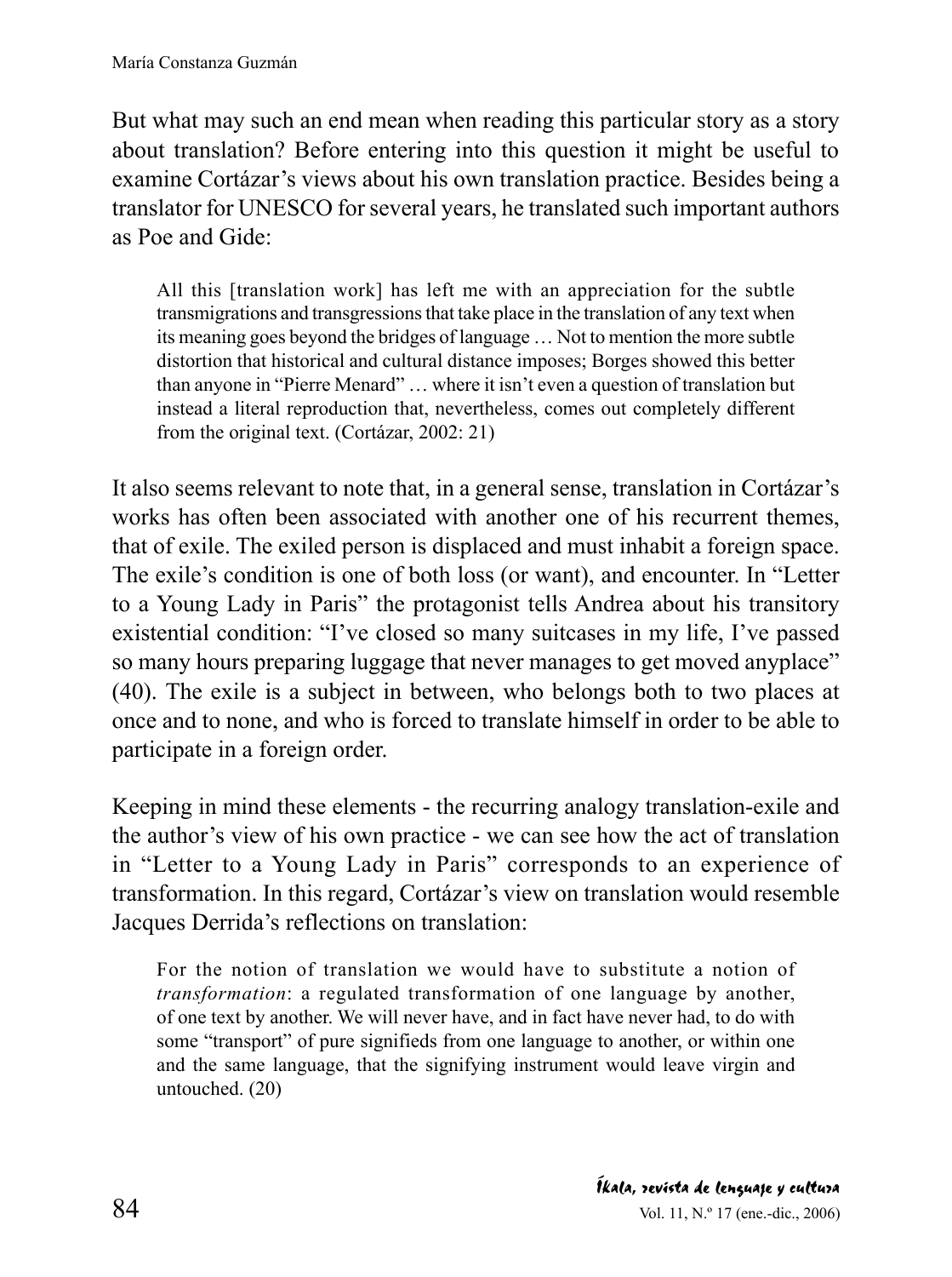But what may such an end mean when reading this particular story as a story about translation? Before entering into this question it might be useful to examine Cortázar's views about his own translation practice. Besides being a translator for UNESCO for several years, he translated such important authors as Poe and Gide:

> All this [translation work] has left me with an appreciation for the subtle transmigrations and transgressions that take place in the translation of any text when its meaning goes beyond the bridges of language … Not to mention the more subtle distortion that historical and cultural distance imposes; Borges showed this better than anyone in "Pierre Menard" … where it isn't even a question of translation but instead a literal reproduction that, nevertheless, comes out completely different from the original text. (Cortázar, 2002: 21)

It also seems relevant to note that, in a general sense, translation in Cortázar's works has often been associated with another one of his recurrent themes, that of exile. The exiled person is displaced and must inhabit a foreign space. The exile's condition is one of both loss (or want), and encounter. In "Letter to a Young Lady in Paris" the protagonist tells Andrea about his transitory existential condition: "I've closed so many suitcases in my life, I've passed so many hours preparing luggage that never manages to get moved anyplace" (40). The exile is a subject in between, who belongs both to two places at once and to none, and who is forced to translate himself in order to be able to participate in a foreign order.

Keeping in mind these elements - the recurring analogy translation-exile and the author's view of his own practice - we can see how the act of translation in "Letter to a Young Lady in Paris" corresponds to an experience of transformation. In this regard, Cortázar's view on translation would resemble Jacques Derrida's reflections on translation:

> For the notion of translation we would have to substitute a notion of *transformation*: a regulated transformation of one language by another, of one text by another. We will never have, and in fact have never had, to do with some "transport" of pure signifieds from one language to another, or within one and the same language, that the signifying instrument would leave virgin and untouched. (20)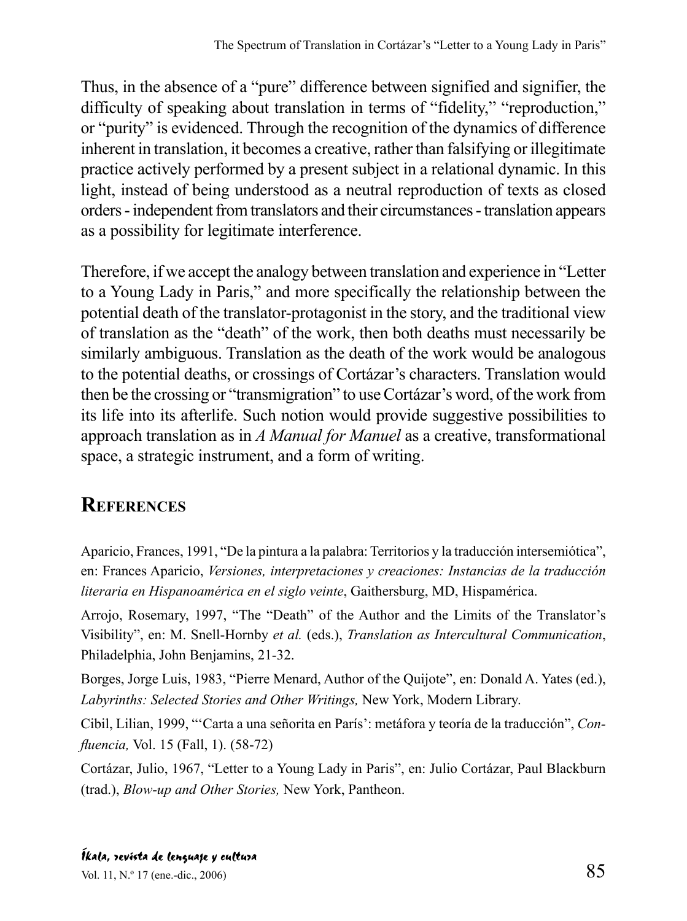Thus, in the absence of a "pure" difference between signified and signifier, the difficulty of speaking about translation in terms of "fidelity," "reproduction," or "purity" is evidenced. Through the recognition of the dynamics of difference inherent in translation, it becomes a creative, rather than falsifying or illegitimate practice actively performed by a present subject in a relational dynamic. In this light, instead of being understood as a neutral reproduction of texts as closed orders - independent from translators and their circumstances - translation appears as a possibility for legitimate interference.

Therefore, if we accept the analogy between translation and experience in "Letter to a Young Lady in Paris," and more specifically the relationship between the potential death of the translator-protagonist in the story, and the traditional view of translation as the "death" of the work, then both deaths must necessarily be similarly ambiguous. Translation as the death of the work would be analogous to the potential deaths, or crossings of Cortázar's characters. Translation would then be the crossing or "transmigration" to use Cortázar's word, of the work from its life into its afterlife. Such notion would provide suggestive possibilities to approach translation as in *A Manual for Manuel* as a creative, transformational space, a strategic instrument, and a form of writing.

## References

Aparicio, Frances, 1991, "De la pintura a la palabra: Territorios y la traducción intersemiótica", en: Frances Aparicio, *Versiones, interpretaciones y creaciones: Instancias de la traducción literaria en Hispanoamérica en el siglo veinte*, Gaithersburg, MD, Hispamérica.

Arrojo, Rosemary, 1997, "The "Death" of the Author and the Limits of the Translator's Visibility", en: M. Snell-Hornby *et al.* (eds.), *Translation as Intercultural Communication*, Philadelphia, John Benjamins, 21-32.

Borges, Jorge Luis, 1983, "Pierre Menard, Author of the Quijote", en: Donald A. Yates (ed.), *Labyrinths: Selected Stories and Other Writings,* New York, Modern Library.

Cibil, Lilian, 1999, "'Carta a una señorita en París': metáfora y teoría de la traducción", *Confluencia,* Vol. 15 (Fall, 1). (58-72)

Cortázar, Julio, 1967, "Letter to a Young Lady in Paris", en: Julio Cortázar, Paul Blackburn (trad.), *Blow-up and Other Stories,* New York, Pantheon.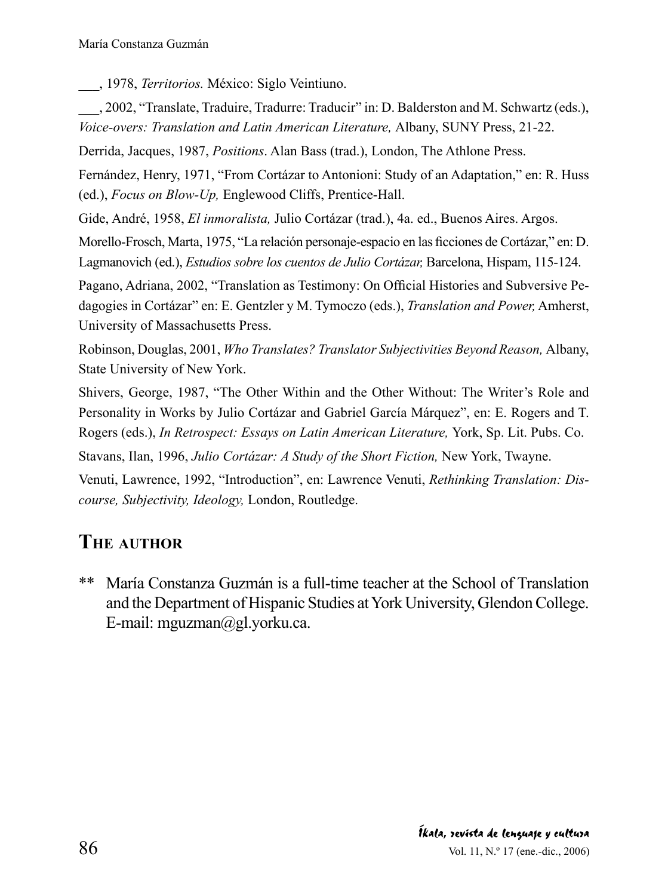___, 1978, *Territorios.* México: Siglo Veintiuno.

___, 2002, "Translate, Traduire, Tradurre: Traducir" in: D. Balderston and M. Schwartz (eds.), *Voice-overs: Translation and Latin American Literature,* Albany, SUNY Press, 21-22.

Derrida, Jacques, 1987, *Positions*. Alan Bass (trad.), London, The Athlone Press.

Fernández, Henry, 1971, "From Cortázar to Antonioni: Study of an Adaptation," en: R. Huss (ed.), *Focus on Blow-Up,* Englewood Cliffs, Prentice-Hall.

Gide, André, 1958, *El inmoralista,* Julio Cortázar (trad.), 4a. ed., Buenos Aires. Argos.

Morello-Frosch, Marta, 1975, "La relación personaje-espacio en las ficciones de Cortázar," en: D. Lagmanovich (ed.), *Estudios sobre los cuentos de Julio Cortázar,* Barcelona, Hispam, 115-124.

Pagano, Adriana, 2002, "Translation as Testimony: On Official Histories and Subversive Pedagogies in Cortázar" en: E. Gentzler y M. Tymoczo (eds.), *Translation and Power,* Amherst, University of Massachusetts Press.

Robinson, Douglas, 2001, *Who Translates? Translator Subjectivities Beyond Reason,* Albany, State University of New York.

Shivers, George, 1987, "The Other Within and the Other Without: The Writer's Role and Personality in Works by Julio Cortázar and Gabriel García Márquez", en: E. Rogers and T. Rogers (eds.), *In Retrospect: Essays on Latin American Literature,* York, Sp. Lit. Pubs. Co.

Stavans, Ilan, 1996, *Julio Cortázar: A Study of the Short Fiction,* New York, Twayne.

Venuti, Lawrence, 1992, "Introduction", en: Lawrence Venuti, *Rethinking Translation: Discourse, Subjectivity, Ideology,* London, Routledge.

## The author

** María Constanza Guzmán is a full-time teacher at the School of Translation and the Department of Hispanic Studies at York University, Glendon College. E-mail: mguzman@gl.yorku.ca.